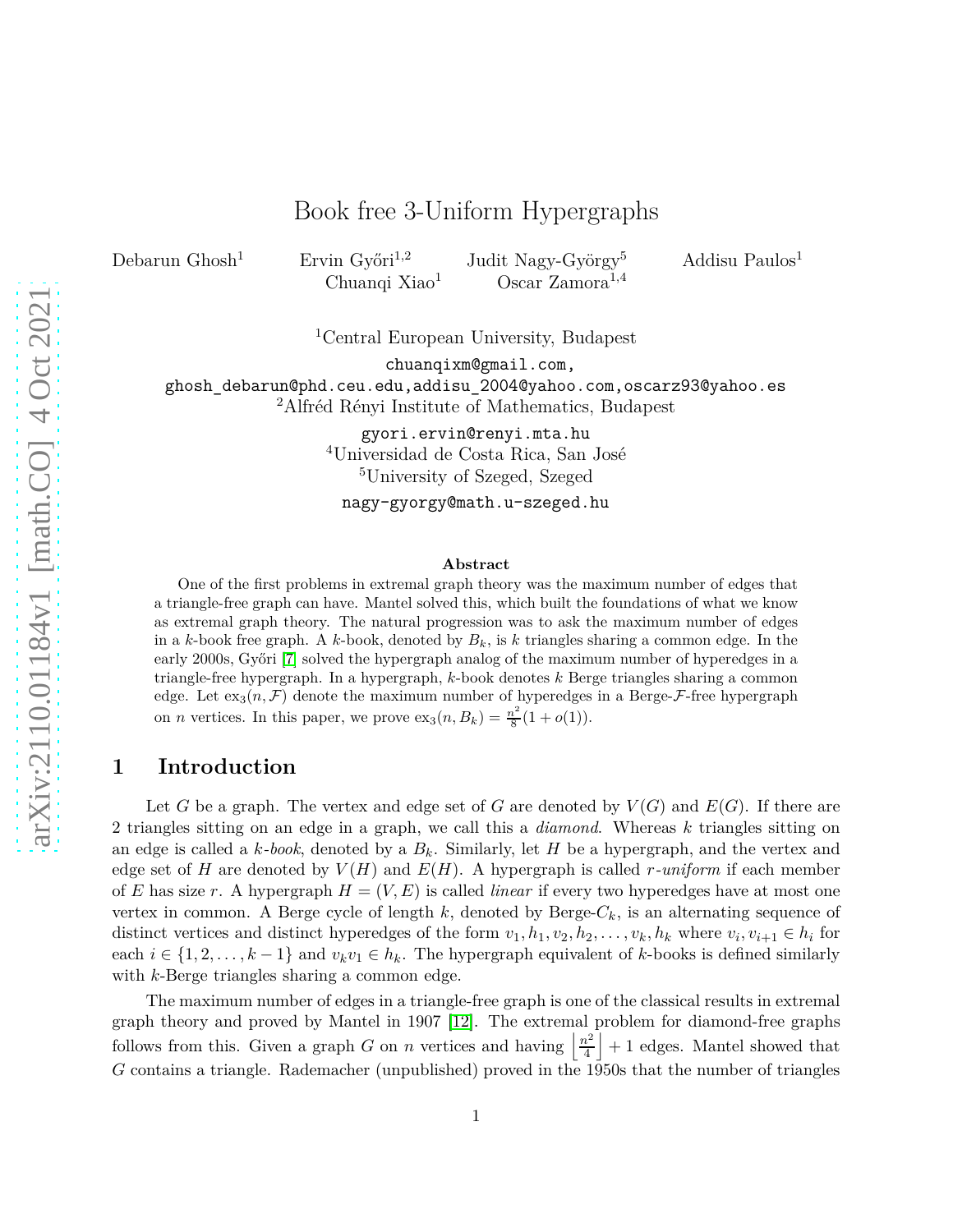# Book free 3-Uniform Hypergraphs

Debarun Ghosh[1] Ervin Győri[1,2] Judit Nagy-György[5] Addisu Paulos[1] Chuanqi Xiao[1] Oscar Zamora[1,4]

[1]Central European University, Budapest

chuanqixm@gmail.com,
ghosh_debarun@phd.ceu.edu,addisu_2004@yahoo.com,oscarz93@yahoo.es

[2]Alfréd Rényi Institute of Mathematics, Budapest

gyori.ervin@renyi.mta.hu

[4]Universidad de Costa Rica, San José

[5]University of Szeged, Szeged

nagy-gyorgy@math.u-szeged.hu

**Abstract**

One of the first problems in extremal graph theory was the maximum number of edges that a triangle-free graph can have. Mantel solved this, which built the foundations of what we know as extremal graph theory. The natural progression was to ask the maximum number of edges in a $k$-book free graph. A $k$-book, denoted by $B_k$, is $k$ triangles sharing a common edge. In the early 2000s, Győri [7] solved the hypergraph analog of the maximum number of hyperedges in a triangle-free hypergraph. In a hypergraph, $k$-book denotes $k$ Berge triangles sharing a common edge. Let $\mathrm{ex}_3(n, \mathcal{F})$ denote the maximum number of hyperedges in a Berge-$\mathcal{F}$-free hypergraph on $n$ vertices. In this paper, we prove $\mathrm{ex}_3(n, B_k) = \frac{n^2}{8}(1 + o(1))$.

## 1 Introduction

Let $G$ be a graph. The vertex and edge set of $G$ are denoted by $V(G)$ and $E(G)$. If there are 2 triangles sitting on an edge in a graph, we call this a *diamond*. Whereas $k$ triangles sitting on an edge is called a *$k$-book*, denoted by a $B_k$. Similarly, let $H$ be a hypergraph, and the vertex and edge set of $H$ are denoted by $V(H)$ and $E(H)$. A hypergraph is called *$r$-uniform* if each member of $E$ has size $r$. A hypergraph $H = (V, E)$ is called *linear* if every two hyperedges have at most one vertex in common. A Berge cycle of length $k$, denoted by Berge-$C_k$, is an alternating sequence of distinct vertices and distinct hyperedges of the form $v_1, h_1, v_2, h_2, \ldots, v_k, h_k$ where $v_i, v_{i+1} \in h_i$ for each $i \in \{1, 2, \ldots, k-1\}$ and $v_k v_1 \in h_k$. The hypergraph equivalent of $k$-books is defined similarly with $k$-Berge triangles sharing a common edge.

The maximum number of edges in a triangle-free graph is one of the classical results in extremal graph theory and proved by Mantel in 1907 [12]. The extremal problem for diamond-free graphs follows from this. Given a graph $G$ on $n$ vertices and having $\left\lfloor \frac{n^2}{4} \right\rfloor + 1$ edges. Mantel showed that $G$ contains a triangle. Rademacher (unpublished) proved in the 1950s that the number of triangles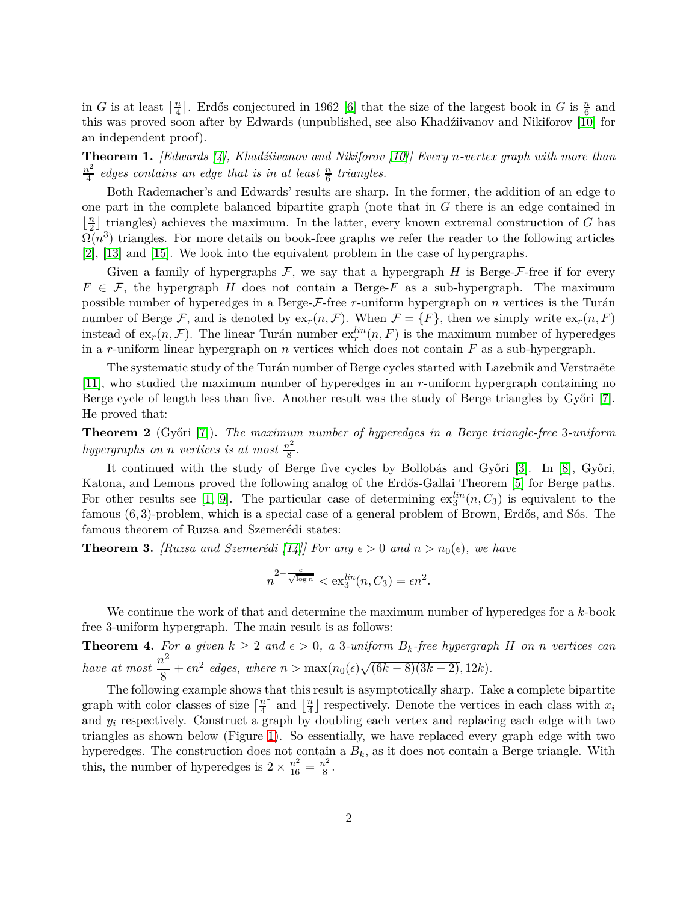in $G$ is at least $\lfloor \frac{n}{4} \rfloor$. Erdős conjectured in 1962 [6] that the size of the largest book in $G$ is $\frac{n}{6}$ and this was proved soon after by Edwards (unpublished, see also Khadźiivanov and Nikiforov [10] for an independent proof).

**Theorem 1.** *[Edwards [4], Khadźiivanov and Nikiforov [10]] Every $n$-vertex graph with more than $\frac{n^2}{4}$ edges contains an edge that is in at least $\frac{n}{6}$ triangles.*

Both Rademacher's and Edwards' results are sharp. In the former, the addition of an edge to one part in the complete balanced bipartite graph (note that in $G$ there is an edge contained in $\lfloor \frac{n}{2} \rfloor$ triangles) achieves the maximum. In the latter, every known extremal construction of $G$ has $\Omega(n^3)$ triangles. For more details on book-free graphs we refer the reader to the following articles [2], [13] and [15]. We look into the equivalent problem in the case of hypergraphs.

Given a family of hypergraphs $\mathcal{F}$, we say that a hypergraph $H$ is Berge-$\mathcal{F}$-free if for every $F \in \mathcal{F}$, the hypergraph $H$ does not contain a Berge-$F$ as a sub-hypergraph. The maximum possible number of hyperedges in a Berge-$\mathcal{F}$-free $r$-uniform hypergraph on $n$ vertices is the Turán number of Berge $\mathcal{F}$, and is denoted by $\mathrm{ex}_r(n, \mathcal{F})$. When $\mathcal{F} = \{F\}$, then we simply write $\mathrm{ex}_r(n, F)$ instead of $\mathrm{ex}_r(n, \mathcal{F})$. The linear Turán number $\mathrm{ex}_r^{lin}(n, F)$ is the maximum number of hyperedges in a $r$-uniform linear hypergraph on $n$ vertices which does not contain $F$ as a sub-hypergraph.

The systematic study of the Turán number of Berge cycles started with Lazebnik and Verstraëte [11], who studied the maximum number of hyperedges in an $r$-uniform hypergraph containing no Berge cycle of length less than five. Another result was the study of Berge triangles by Győri [7]. He proved that:

**Theorem 2** (Győri [7])**.** *The maximum number of hyperedges in a Berge triangle-free 3-uniform hypergraphs on $n$ vertices is at most $\frac{n^2}{8}$.*

It continued with the study of Berge five cycles by Bollobás and Győri [3]. In [8], Győri, Katona, and Lemons proved the following analog of the Erdős-Gallai Theorem [5] for Berge paths. For other results see [1, 9]. The particular case of determining $\mathrm{ex}_3^{lin}(n, C_3)$ is equivalent to the famous $(6,3)$-problem, which is a special case of a general problem of Brown, Erdős, and Sós. The famous theorem of Ruzsa and Szemerédi states:

**Theorem 3.** *[Ruzsa and Szemerédi [14]] For any $\epsilon > 0$ and $n > n_0(\epsilon)$, we have*

$$n^{2-\frac{c}{\sqrt{\log n}}} < \mathrm{ex}_3^{lin}(n, C_3) = \epsilon n^2.$$

We continue the work of that and determine the maximum number of hyperedges for a $k$-book free 3-uniform hypergraph. The main result is as follows:

**Theorem 4.** *For a given $k \geq 2$ and $\epsilon > 0$, a 3-uniform $B_k$-free hypergraph $H$ on $n$ vertices can have at most $\dfrac{n^2}{8} + \epsilon n^2$ edges, where $n > \max(n_0(\epsilon)\sqrt{(6k-8)(3k-2)}, 12k)$.*

The following example shows that this result is asymptotically sharp. Take a complete bipartite graph with color classes of size $\lceil \frac{n}{4} \rceil$ and $\lfloor \frac{n}{4} \rfloor$ respectively. Denote the vertices in each class with $x_i$ and $y_i$ respectively. Construct a graph by doubling each vertex and replacing each edge with two triangles as shown below (Figure 1). So essentially, we have replaced every graph edge with two hyperedges. The construction does not contain a $B_k$, as it does not contain a Berge triangle. With this, the number of hyperedges is $2 \times \frac{n^2}{16} = \frac{n^2}{8}$.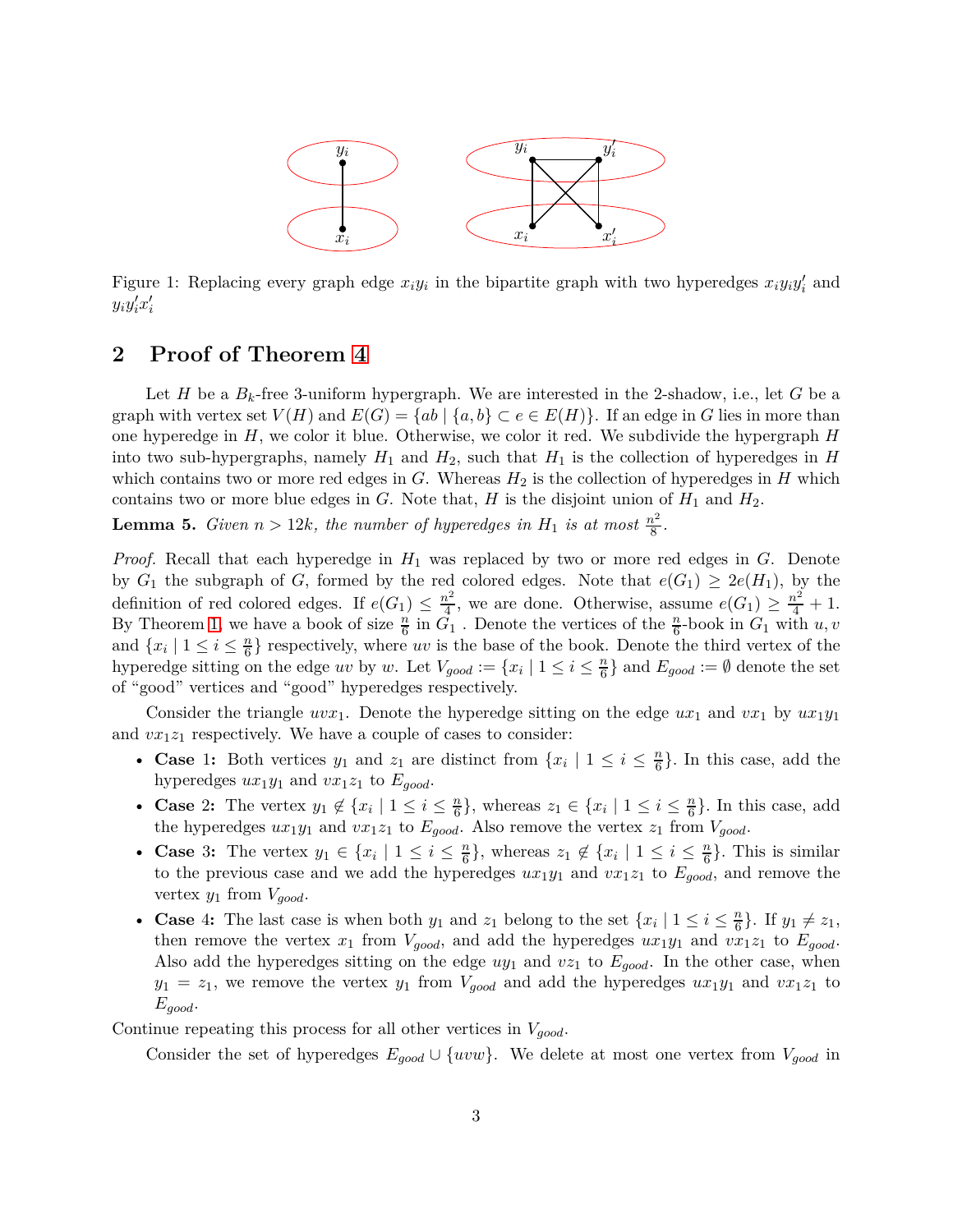Figure 1: Replacing every graph edge $x_iy_i$ in the bipartite graph with two hyperedges $x_iy_iy_i'$ and $y_iy_i'x_i'$

## 2 Proof of Theorem 4

Let $H$ be a $B_k$-free 3-uniform hypergraph. We are interested in the 2-shadow, i.e., let $G$ be a graph with vertex set $V(H)$ and $E(G) = \{ab \mid \{a, b\} \subset e \in E(H)\}$. If an edge in $G$ lies in more than one hyperedge in $H$, we color it blue. Otherwise, we color it red. We subdivide the hypergraph $H$ into two sub-hypergraphs, namely $H_1$ and $H_2$, such that $H_1$ is the collection of hyperedges in $H$ which contains two or more red edges in $G$. Whereas $H_2$ is the collection of hyperedges in $H$ which contains two or more blue edges in $G$. Note that, $H$ is the disjoint union of $H_1$ and $H_2$.

**Lemma 5.** *Given $n > 12k$, the number of hyperedges in $H_1$ is at most $\frac{n^2}{8}$.*

*Proof.* Recall that each hyperedge in $H_1$ was replaced by two or more red edges in $G$. Denote by $G_1$ the subgraph of $G$, formed by the red colored edges. Note that $e(G_1) \geq 2e(H_1)$, by the definition of red colored edges. If $e(G_1) \leq \frac{n^2}{4}$, we are done. Otherwise, assume $e(G_1) \geq \frac{n^2}{4} + 1$. By Theorem 1, we have a book of size $\frac{n}{6}$ in $G_1$ . Denote the vertices of the $\frac{n}{6}$-book in $G_1$ with $u, v$ and $\{x_i \mid 1 \leq i \leq \frac{n}{6}\}$ respectively, where $uv$ is the base of the book. Denote the third vertex of the hyperedge sitting on the edge $uv$ by $w$. Let $V_{good} := \{x_i \mid 1 \leq i \leq \frac{n}{6}\}$ and $E_{good} := \emptyset$ denote the set of "good" vertices and "good" hyperedges respectively.

Consider the triangle $uvx_1$. Denote the hyperedge sitting on the edge $ux_1$ and $vx_1$ by $ux_1y_1$ and $vx_1z_1$ respectively. We have a couple of cases to consider:

- **Case 1:** Both vertices $y_1$ and $z_1$ are distinct from $\{x_i \mid 1 \leq i \leq \frac{n}{6}\}$. In this case, add the hyperedges $ux_1y_1$ and $vx_1z_1$ to $E_{good}$.
- **Case 2:** The vertex $y_1 \notin \{x_i \mid 1 \leq i \leq \frac{n}{6}\}$, whereas $z_1 \in \{x_i \mid 1 \leq i \leq \frac{n}{6}\}$. In this case, add the hyperedges $ux_1y_1$ and $vx_1z_1$ to $E_{good}$. Also remove the vertex $z_1$ from $V_{good}$.
- **Case 3:** The vertex $y_1 \in \{x_i \mid 1 \leq i \leq \frac{n}{6}\}$, whereas $z_1 \notin \{x_i \mid 1 \leq i \leq \frac{n}{6}\}$. This is similar to the previous case and we add the hyperedges $ux_1y_1$ and $vx_1z_1$ to $E_{good}$, and remove the vertex $y_1$ from $V_{good}$.
- **Case 4:** The last case is when both $y_1$ and $z_1$ belong to the set $\{x_i \mid 1 \leq i \leq \frac{n}{6}\}$. If $y_1 \neq z_1$, then remove the vertex $x_1$ from $V_{good}$, and add the hyperedges $ux_1y_1$ and $vx_1z_1$ to $E_{good}$. Also add the hyperedges sitting on the edge $uy_1$ and $vz_1$ to $E_{good}$. In the other case, when $y_1 = z_1$, we remove the vertex $y_1$ from $V_{good}$ and add the hyperedges $ux_1y_1$ and $vx_1z_1$ to $E_{good}$.

Continue repeating this process for all other vertices in $V_{good}$.

Consider the set of hyperedges $E_{good} \cup \{uvw\}$. We delete at most one vertex from $V_{good}$ in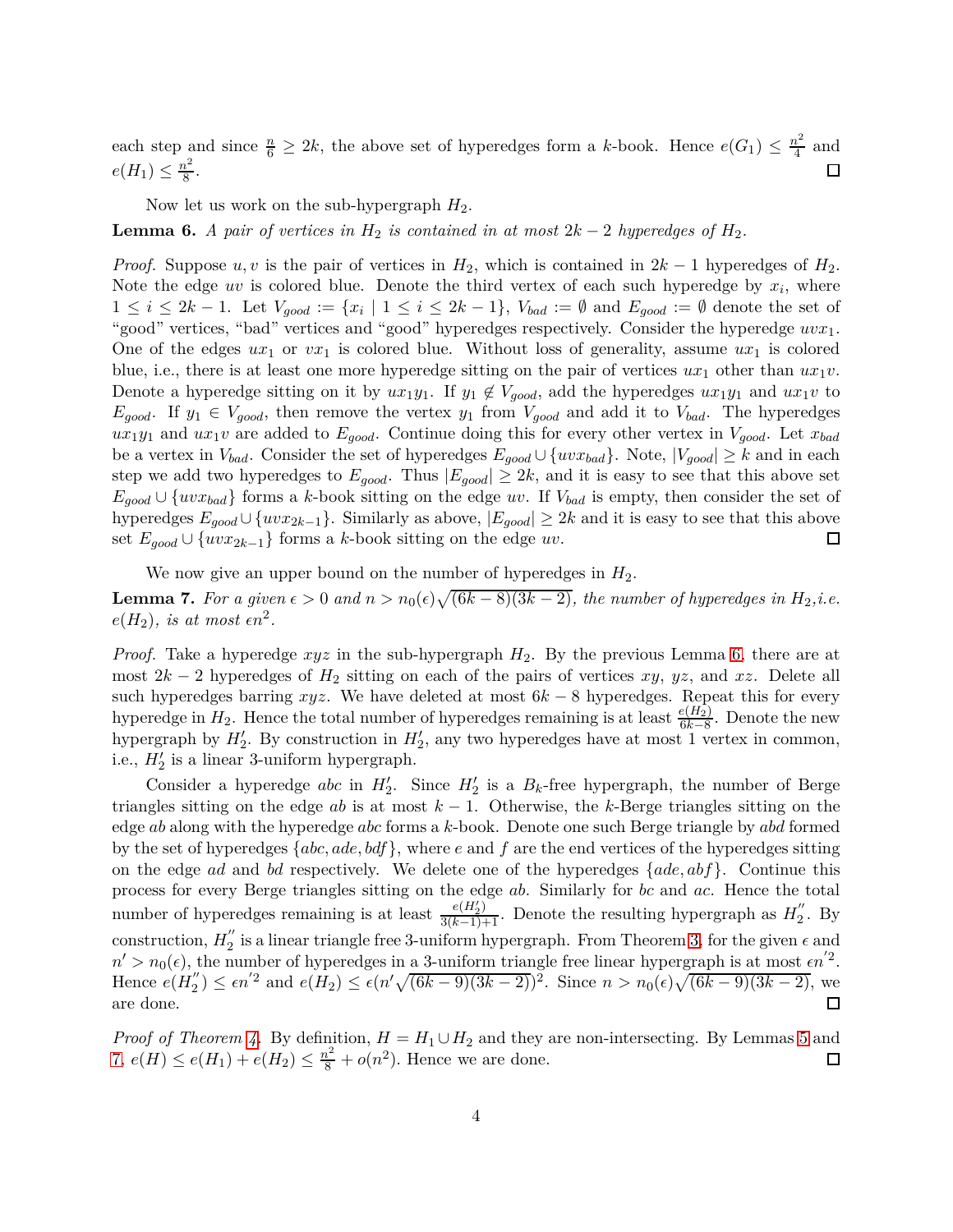each step and since $\frac{n}{6} \geq 2k$, the above set of hyperedges form a $k$-book. Hence $e(G_1) \leq \frac{n^2}{4}$ and $e(H_1) \leq \frac{n^2}{8}$. $\square$

Now let us work on the sub-hypergraph $H_2$.

**Lemma 6.** *A pair of vertices in $H_2$ is contained in at most $2k-2$ hyperedges of $H_2$.*

*Proof.* Suppose $u, v$ is the pair of vertices in $H_2$, which is contained in $2k-1$ hyperedges of $H_2$. Note the edge $uv$ is colored blue. Denote the third vertex of each such hyperedge by $x_i$, where $1 \leq i \leq 2k-1$. Let $V_{good} := \{x_i \mid 1 \leq i \leq 2k-1\}$, $V_{bad} := \emptyset$ and $E_{good} := \emptyset$ denote the set of "good" vertices, "bad" vertices and "good" hyperedges respectively. Consider the hyperedge $uvx_1$. One of the edges $ux_1$ or $vx_1$ is colored blue. Without loss of generality, assume $ux_1$ is colored blue, i.e., there is at least one more hyperedge sitting on the pair of vertices $ux_1$ other than $ux_1v$. Denote a hyperedge sitting on it by $ux_1y_1$. If $y_1 \notin V_{good}$, add the hyperedges $ux_1y_1$ and $ux_1v$ to $E_{good}$. If $y_1 \in V_{good}$, then remove the vertex $y_1$ from $V_{good}$ and add it to $V_{bad}$. The hyperedges $ux_1y_1$ and $ux_1v$ are added to $E_{good}$. Continue doing this for every other vertex in $V_{good}$. Let $x_{bad}$ be a vertex in $V_{bad}$. Consider the set of hyperedges $E_{good} \cup \{uvx_{bad}\}$. Note, $|V_{good}| \geq k$ and in each step we add two hyperedges to $E_{good}$. Thus $|E_{good}| \geq 2k$, and it is easy to see that this above set $E_{good} \cup \{uvx_{bad}\}$ forms a $k$-book sitting on the edge $uv$. If $V_{bad}$ is empty, then consider the set of hyperedges $E_{good} \cup \{uvx_{2k-1}\}$. Similarly as above, $|E_{good}| \geq 2k$ and it is easy to see that this above set $E_{good} \cup \{uvx_{2k-1}\}$ forms a $k$-book sitting on the edge $uv$. $\square$

We now give an upper bound on the number of hyperedges in $H_2$.

**Lemma 7.** *For a given $\epsilon > 0$ and $n > n_0(\epsilon)\sqrt{(6k-8)(3k-2)}$, the number of hyperedges in $H_2$, i.e. $e(H_2)$, is at most $\epsilon n^2$.*

*Proof.* Take a hyperedge $xyz$ in the sub-hypergraph $H_2$. By the previous Lemma 6, there are at most $2k-2$ hyperedges of $H_2$ sitting on each of the pairs of vertices $xy$, $yz$, and $xz$. Delete all such hyperedges barring $xyz$. We have deleted at most $6k-8$ hyperedges. Repeat this for every hyperedge in $H_2$. Hence the total number of hyperedges remaining is at least $\frac{e(H_2)}{6k-8}$. Denote the new hypergraph by $H_2'$. By construction in $H_2'$, any two hyperedges have at most 1 vertex in common, i.e., $H_2'$ is a linear 3-uniform hypergraph.

Consider a hyperedge $abc$ in $H_2'$. Since $H_2'$ is a $B_k$-free hypergraph, the number of Berge triangles sitting on the edge $ab$ is at most $k-1$. Otherwise, the $k$-Berge triangles sitting on the edge $ab$ along with the hyperedge $abc$ forms a $k$-book. Denote one such Berge triangle by $abd$ formed by the set of hyperedges $\{abc, ade, bdf\}$, where $e$ and $f$ are the end vertices of the hyperedges sitting on the edge $ad$ and $bd$ respectively. We delete one of the hyperedges $\{ade, abf\}$. Continue this process for every Berge triangles sitting on the edge $ab$. Similarly for $bc$ and $ac$. Hence the total number of hyperedges remaining is at least $\frac{e(H_2')}{3(k-1)+1}$. Denote the resulting hypergraph as $H_2''$. By construction, $H_2''$ is a linear triangle free 3-uniform hypergraph. From Theorem 3, for the given $\epsilon$ and $n' > n_0(\epsilon)$, the number of hyperedges in a 3-uniform triangle free linear hypergraph is at most $\epsilon n'^2$. Hence $e(H_2'') \leq \epsilon n'^2$ and $e(H_2) \leq \epsilon(n'\sqrt{(6k-9)(3k-2)})^2$. Since $n > n_0(\epsilon)\sqrt{(6k-9)(3k-2)}$, we are done. $\square$

*Proof of Theorem 4.* By definition, $H = H_1 \cup H_2$ and they are non-intersecting. By Lemmas 5 and 7, $e(H) \leq e(H_1) + e(H_2) \leq \frac{n^2}{8} + o(n^2)$. Hence we are done. $\square$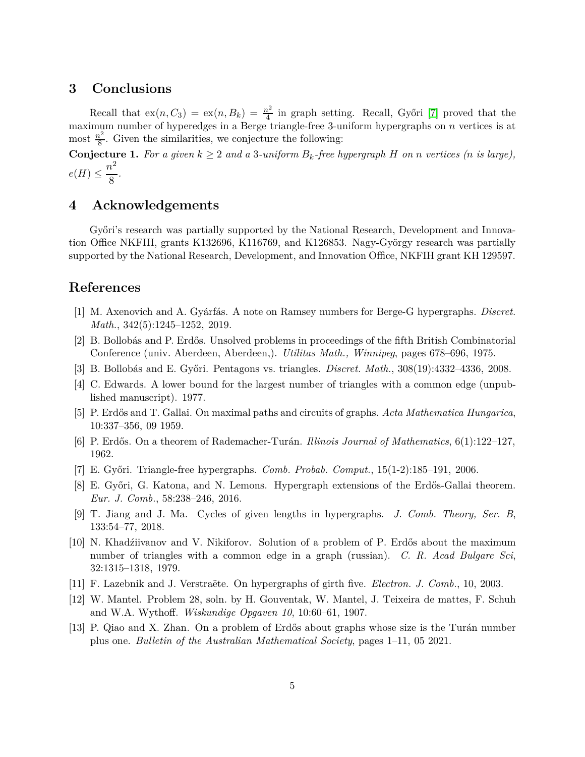## 3 Conclusions

Recall that $\mathrm{ex}(n, C_3) = \mathrm{ex}(n, B_k) = \frac{n^2}{4}$ in graph setting. Recall, Győri [7] proved that the maximum number of hyperedges in a Berge triangle-free 3-uniform hypergraphs on $n$ vertices is at most $\frac{n^2}{8}$. Given the similarities, we conjecture the following:

**Conjecture 1.** *For a given $k \geq 2$ and a 3-uniform $B_k$-free hypergraph $H$ on $n$ vertices ($n$ is large),* $e(H) \leq \dfrac{n^2}{8}$.

## 4 Acknowledgements

Győri's research was partially supported by the National Research, Development and Innovation Office NKFIH, grants K132696, K116769, and K126853. Nagy-György research was partially supported by the National Research, Development, and Innovation Office, NKFIH grant KH 129597.

## References

[1] M. Axenovich and A. Gyárfás. A note on Ramsey numbers for Berge-G hypergraphs. *Discret. Math.*, 342(5):1245–1252, 2019.

[2] B. Bollobás and P. Erdős. Unsolved problems in proceedings of the fifth British Combinatorial Conference (univ. Aberdeen, Aberdeen,). *Utilitas Math., Winnipeg*, pages 678–696, 1975.

[3] B. Bollobás and E. Győri. Pentagons vs. triangles. *Discret. Math.*, 308(19):4332–4336, 2008.

[4] C. Edwards. A lower bound for the largest number of triangles with a common edge (unpublished manuscript). 1977.

[5] P. Erdős and T. Gallai. On maximal paths and circuits of graphs. *Acta Mathematica Hungarica*, 10:337–356, 09 1959.

[6] P. Erdős. On a theorem of Rademacher-Turán. *Illinois Journal of Mathematics*, 6(1):122–127, 1962.

[7] E. Győri. Triangle-free hypergraphs. *Comb. Probab. Comput.*, 15(1-2):185–191, 2006.

[8] E. Győri, G. Katona, and N. Lemons. Hypergraph extensions of the Erdős-Gallai theorem. *Eur. J. Comb.*, 58:238–246, 2016.

[9] T. Jiang and J. Ma. Cycles of given lengths in hypergraphs. *J. Comb. Theory, Ser. B*, 133:54–77, 2018.

[10] N. Khadźiivanov and V. Nikiforov. Solution of a problem of P. Erdős about the maximum number of triangles with a common edge in a graph (russian). *C. R. Acad Bulgare Sci*, 32:1315–1318, 1979.

[11] F. Lazebnik and J. Verstraëte. On hypergraphs of girth five. *Electron. J. Comb.*, 10, 2003.

[12] W. Mantel. Problem 28, soln. by H. Gouventak, W. Mantel, J. Teixeira de mattes, F. Schuh and W.A. Wythoff. *Wiskundige Opgaven 10*, 10:60–61, 1907.

[13] P. Qiao and X. Zhan. On a problem of Erdős about graphs whose size is the Turán number plus one. *Bulletin of the Australian Mathematical Society*, pages 1–11, 05 2021.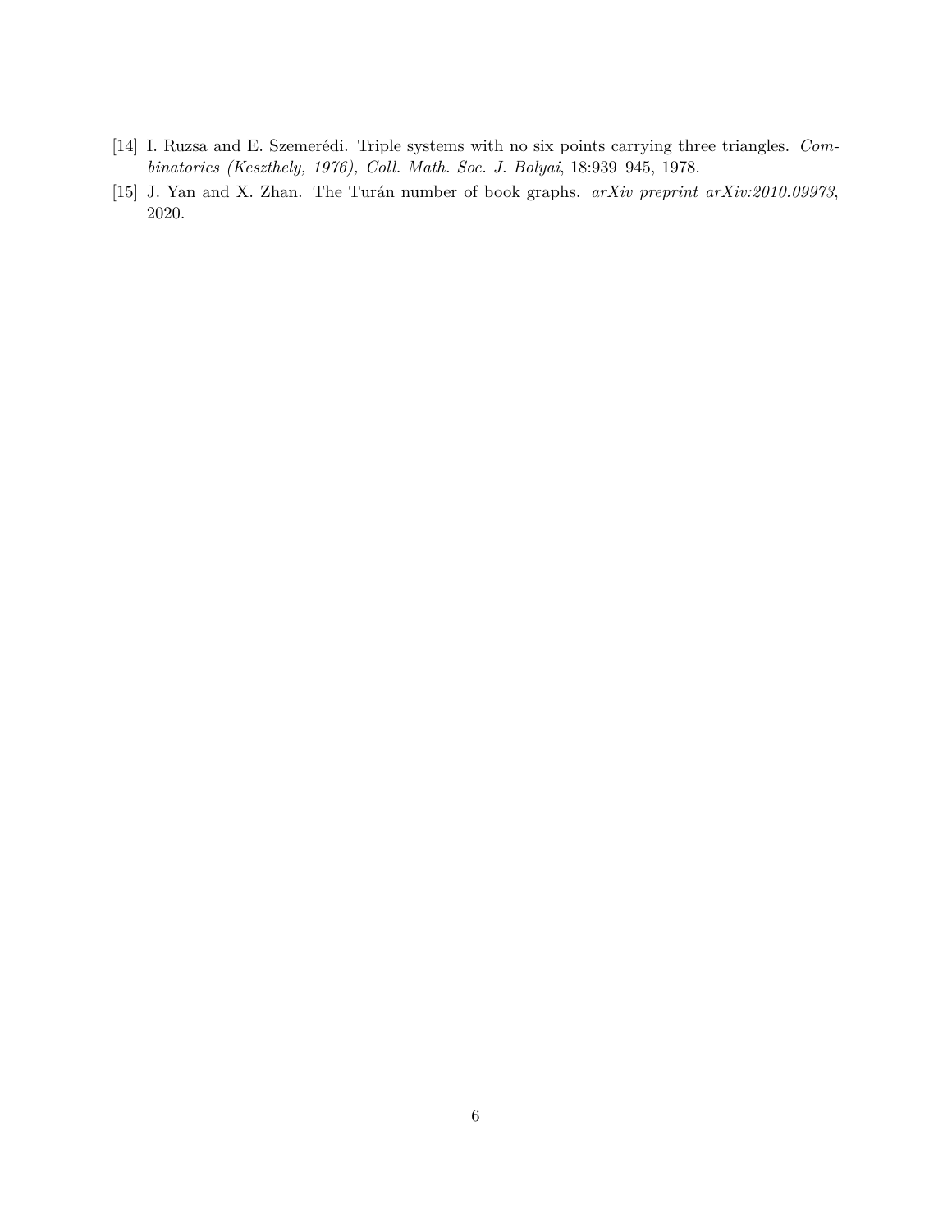[14] I. Ruzsa and E. Szemerédi. Triple systems with no six points carrying three triangles. *Combinatorics (Keszthely, 1976), Coll. Math. Soc. J. Bolyai*, 18:939–945, 1978.

[15] J. Yan and X. Zhan. The Turán number of book graphs. *arXiv preprint arXiv:2010.09973*, 2020.